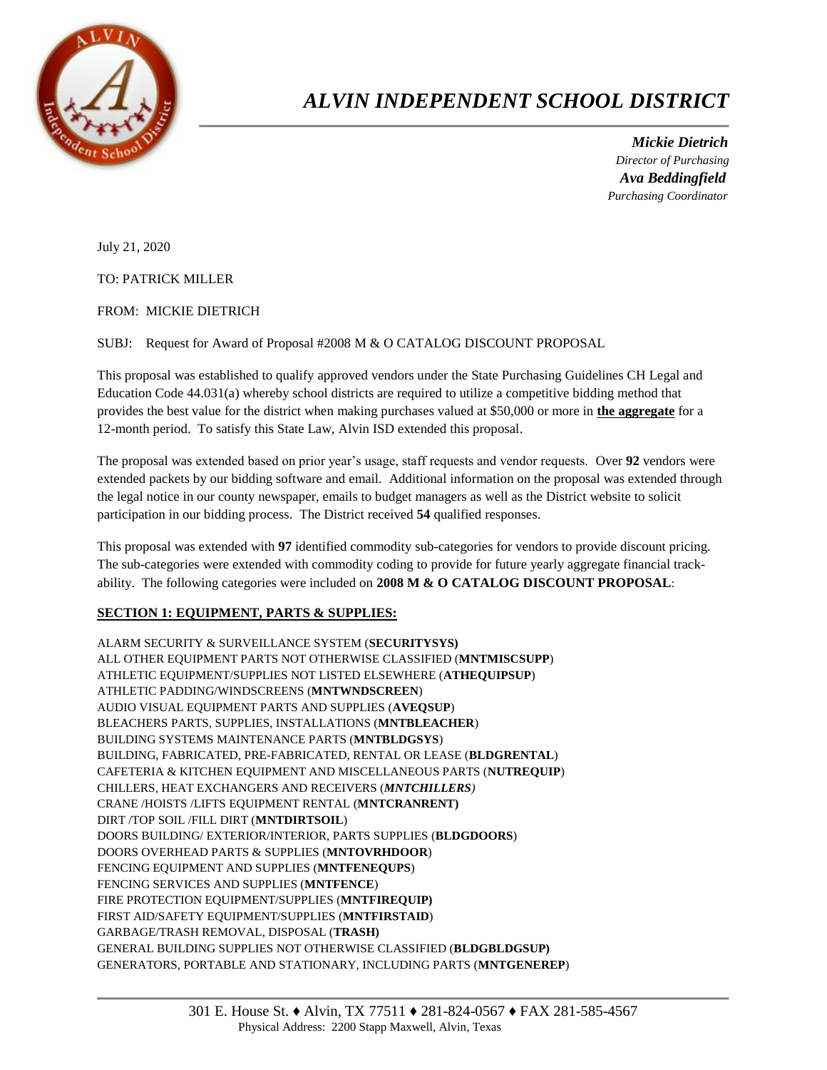# *ALVIN INDEPENDENT SCHOOL DISTRICT*

***Mickie Dietrich***
*Director of Purchasing*
***Ava Beddingfield***
*Purchasing Coordinator*

July 21, 2020

TO: PATRICK MILLER

FROM: MICKIE DIETRICH

SUBJ: Request for Award of Proposal #2008 M & O CATALOG DISCOUNT PROPOSAL

This proposal was established to qualify approved vendors under the State Purchasing Guidelines CH Legal and Education Code 44.031(a) whereby school districts are required to utilize a competitive bidding method that provides the best value for the district when making purchases valued at $50,000 or more in **the aggregate** for a 12-month period. To satisfy this State Law, Alvin ISD extended this proposal.

The proposal was extended based on prior year's usage, staff requests and vendor requests. Over **92** vendors were extended packets by our bidding software and email. Additional information on the proposal was extended through the legal notice in our county newspaper, emails to budget managers as well as the District website to solicit participation in our bidding process. The District received **54** qualified responses.

This proposal was extended with **97** identified commodity sub-categories for vendors to provide discount pricing. The sub-categories were extended with commodity coding to provide for future yearly aggregate financial track-ability. The following categories were included on **2008 M & O CATALOG DISCOUNT PROPOSAL**:

**SECTION 1: EQUIPMENT, PARTS & SUPPLIES:**

ALARM SECURITY & SURVEILLANCE SYSTEM (**SECURITYSYS)**
ALL OTHER EQUIPMENT PARTS NOT OTHERWISE CLASSIFIED (**MNTMISCSUPP**)
ATHLETIC EQUIPMENT/SUPPLIES NOT LISTED ELSEWHERE (**ATHEQUIPSUP**)
ATHLETIC PADDING/WINDSCREENS (**MNTWNDSCREEN**)
AUDIO VISUAL EQUIPMENT PARTS AND SUPPLIES (**AVEQSUP**)
BLEACHERS PARTS, SUPPLIES, INSTALLATIONS (**MNTBLEACHER**)
BUILDING SYSTEMS MAINTENANCE PARTS (**MNTBLDGSYS**)
BUILDING, FABRICATED, PRE-FABRICATED, RENTAL OR LEASE (**BLDGRENTAL**)
CAFETERIA & KITCHEN EQUIPMENT AND MISCELLANEOUS PARTS (**NUTREQUIP**)
CHILLERS, HEAT EXCHANGERS AND RECEIVERS (***MNTCHILLERS)***
CRANE /HOISTS /LIFTS EQUIPMENT RENTAL (**MNTCRANRENT)**
DIRT /TOP SOIL /FILL DIRT (**MNTDIRTSOIL**)
DOORS BUILDING/ EXTERIOR/INTERIOR, PARTS SUPPLIES (**BLDGDOORS**)
DOORS OVERHEAD PARTS & SUPPLIES (**MNTOVRHDOOR**)
FENCING EQUIPMENT AND SUPPLIES (**MNTFENEQUPS**)
FENCING SERVICES AND SUPPLIES (**MNTFENCE**)
FIRE PROTECTION EQUIPMENT/SUPPLIES (**MNTFIREQUIP)**
FIRST AID/SAFETY EQUIPMENT/SUPPLIES (**MNTFIRSTAID**)
GARBAGE/TRASH REMOVAL, DISPOSAL (**TRASH)**
GENERAL BUILDING SUPPLIES NOT OTHERWISE CLASSIFIED (**BLDGBLDGSUP)**
GENERATORS, PORTABLE AND STATIONARY, INCLUDING PARTS (**MNTGENEREP**)

301 E. House St. ♦ Alvin, TX 77511 ♦ 281-824-0567 ♦ FAX 281-585-4567
Physical Address: 2200 Stapp Maxwell, Alvin, Texas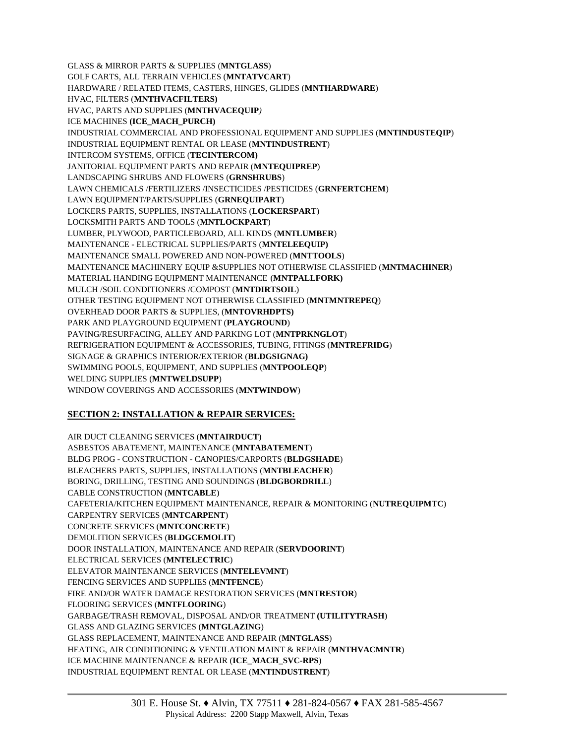GLASS & MIRROR PARTS & SUPPLIES (**MNTGLASS**)
GOLF CARTS, ALL TERRAIN VEHICLES (**MNTATVCART**)
HARDWARE / RELATED ITEMS, CASTERS, HINGES, GLIDES (**MNTHARDWARE**)
HVAC, FILTERS (**MNTHVACFILTERS)**
HVAC, PARTS AND SUPPLIES (**MNTHVACEQUIP***)*
ICE MACHINES **(ICE_MACH_PURCH)**
INDUSTRIAL COMMERCIAL AND PROFESSIONAL EQUIPMENT AND SUPPLIES (**MNTINDUSTEQIP**)
INDUSTRIAL EQUIPMENT RENTAL OR LEASE (**MNTINDUSTRENT**)
INTERCOM SYSTEMS, OFFICE (**TECINTERCOM)**
JANITORIAL EQUIPMENT PARTS AND REPAIR (**MNTEQUIPREP**)
LANDSCAPING SHRUBS AND FLOWERS (**GRNSHRUBS**)
LAWN CHEMICALS /FERTILIZERS /INSECTICIDES /PESTICIDES (**GRNFERTCHEM**)
LAWN EQUIPMENT/PARTS/SUPPLIES (**GRNEQUIPART**)
LOCKERS PARTS, SUPPLIES, INSTALLATIONS (**LOCKERSPART**)
LOCKSMITH PARTS AND TOOLS (**MNTLOCKPART**)
LUMBER, PLYWOOD, PARTICLEBOARD, ALL KINDS (**MNTLUMBER**)
MAINTENANCE - ELECTRICAL SUPPLIES/PARTS (**MNTELEEQUIP)**
MAINTENANCE SMALL POWERED AND NON-POWERED (**MNTTOOLS**)
MAINTENANCE MACHINERY EQUIP &SUPPLIES NOT OTHERWISE CLASSIFIED (**MNTMACHINER**)
MATERIAL HANDING EQUIPMENT MAINTENANCE (**MNTPALLFORK)**
MULCH /SOIL CONDITIONERS /COMPOST (**MNTDIRTSOIL**)
OTHER TESTING EQUIPMENT NOT OTHERWISE CLASSIFIED (**MNTMNTREPEQ**)
OVERHEAD DOOR PARTS & SUPPLIES, (**MNTOVRHDPTS)**
PARK AND PLAYGROUND EQUIPMENT (**PLAYGROUND**)
PAVING/RESURFACING, ALLEY AND PARKING LOT (**MNTPRKNGLOT**)
REFRIGERATION EQUIPMENT & ACCESSORIES, TUBING, FITINGS (**MNTREFRIDG**)
SIGNAGE & GRAPHICS INTERIOR/EXTERIOR (**BLDGSIGNAG)**
SWIMMING POOLS, EQUIPMENT, AND SUPPLIES (**MNTPOOLEQP**)
WELDING SUPPLIES (**MNTWELDSUPP**)
WINDOW COVERINGS AND ACCESSORIES (**MNTWINDOW**)

## SECTION 2: INSTALLATION & REPAIR SERVICES:

AIR DUCT CLEANING SERVICES (**MNTAIRDUCT**)
ASBESTOS ABATEMENT, MAINTENANCE (**MNTABATEMENT**)
BLDG PROG - CONSTRUCTION - CANOPIES/CARPORTS (**BLDGSHADE**)
BLEACHERS PARTS, SUPPLIES, INSTALLATIONS (**MNTBLEACHER**)
BORING, DRILLING, TESTING AND SOUNDINGS (**BLDGBORDRILL**)
CABLE CONSTRUCTION (**MNTCABLE**)
CAFETERIA/KITCHEN EQUIPMENT MAINTENANCE, REPAIR & MONITORING (**NUTREQUIPMTC**)
CARPENTRY SERVICES (**MNTCARPENT**)
CONCRETE SERVICES (**MNTCONCRETE**)
DEMOLITION SERVICES (**BLDGCEMOLIT**)
DOOR INSTALLATION, MAINTENANCE AND REPAIR (**SERVDOORINT**)
ELECTRICAL SERVICES (**MNTELECTRIC**)
ELEVATOR MAINTENANCE SERVICES (**MNTELEVMNT**)
FENCING SERVICES AND SUPPLIES (**MNTFENCE**)
FIRE AND/OR WATER DAMAGE RESTORATION SERVICES (**MNTRESTOR**)
FLOORING SERVICES (**MNTFLOORING**)
GARBAGE/TRASH REMOVAL, DISPOSAL AND/OR TREATMENT **(UTILITYTRASH**)
GLASS AND GLAZING SERVICES (**MNTGLAZING**)
GLASS REPLACEMENT, MAINTENANCE AND REPAIR (**MNTGLASS**)
HEATING, AIR CONDITIONING & VENTILATION MAINT & REPAIR (**MNTHVACMNTR**)
ICE MACHINE MAINTENANCE & REPAIR (**ICE_MACH_SVC-RPS**)
INDUSTRIAL EQUIPMENT RENTAL OR LEASE (**MNTINDUSTRENT**)

301 E. House St. ♦ Alvin, TX 77511 ♦ 281-824-0567 ♦ FAX 281-585-4567
Physical Address: 2200 Stapp Maxwell, Alvin, Texas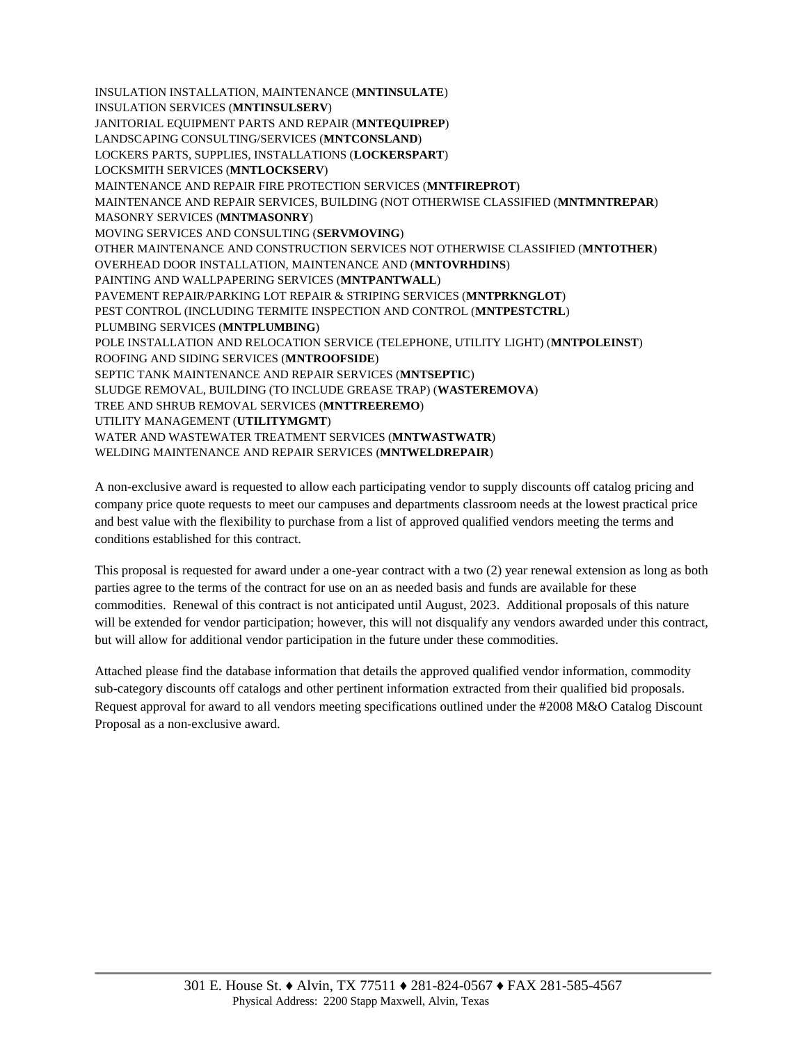INSULATION INSTALLATION, MAINTENANCE (**MNTINSULATE**)
INSULATION SERVICES (**MNTINSULSERV**)
JANITORIAL EQUIPMENT PARTS AND REPAIR (**MNTEQUIPREP**)
LANDSCAPING CONSULTING/SERVICES (**MNTCONSLAND**)
LOCKERS PARTS, SUPPLIES, INSTALLATIONS (**LOCKERSPART**)
LOCKSMITH SERVICES (**MNTLOCKSERV**)
MAINTENANCE AND REPAIR FIRE PROTECTION SERVICES (**MNTFIREPROT**)
MAINTENANCE AND REPAIR SERVICES, BUILDING (NOT OTHERWISE CLASSIFIED (**MNTMNTREPAR**)
MASONRY SERVICES (**MNTMASONRY**)
MOVING SERVICES AND CONSULTING (**SERVMOVING**)
OTHER MAINTENANCE AND CONSTRUCTION SERVICES NOT OTHERWISE CLASSIFIED (**MNTOTHER**)
OVERHEAD DOOR INSTALLATION, MAINTENANCE AND (**MNTOVRHDINS**)
PAINTING AND WALLPAPERING SERVICES (**MNTPANTWALL**)
PAVEMENT REPAIR/PARKING LOT REPAIR & STRIPING SERVICES (**MNTPRKNGLOT**)
PEST CONTROL (INCLUDING TERMITE INSPECTION AND CONTROL (**MNTPESTCTRL**)
PLUMBING SERVICES (**MNTPLUMBING**)
POLE INSTALLATION AND RELOCATION SERVICE (TELEPHONE, UTILITY LIGHT) (**MNTPOLEINST**)
ROOFING AND SIDING SERVICES (**MNTROOFSIDE**)
SEPTIC TANK MAINTENANCE AND REPAIR SERVICES (**MNTSEPTIC**)
SLUDGE REMOVAL, BUILDING (TO INCLUDE GREASE TRAP) (**WASTEREMOVA**)
TREE AND SHRUB REMOVAL SERVICES (**MNTTREEREMO**)
UTILITY MANAGEMENT (**UTILITYMGMT**)
WATER AND WASTEWATER TREATMENT SERVICES (**MNTWASTWATR**)
WELDING MAINTENANCE AND REPAIR SERVICES (**MNTWELDREPAIR**)

A non-exclusive award is requested to allow each participating vendor to supply discounts off catalog pricing and company price quote requests to meet our campuses and departments classroom needs at the lowest practical price and best value with the flexibility to purchase from a list of approved qualified vendors meeting the terms and conditions established for this contract.

This proposal is requested for award under a one-year contract with a two (2) year renewal extension as long as both parties agree to the terms of the contract for use on an as needed basis and funds are available for these commodities. Renewal of this contract is not anticipated until August, 2023. Additional proposals of this nature will be extended for vendor participation; however, this will not disqualify any vendors awarded under this contract, but will allow for additional vendor participation in the future under these commodities.

Attached please find the database information that details the approved qualified vendor information, commodity sub-category discounts off catalogs and other pertinent information extracted from their qualified bid proposals. Request approval for award to all vendors meeting specifications outlined under the #2008 M&O Catalog Discount Proposal as a non-exclusive award.